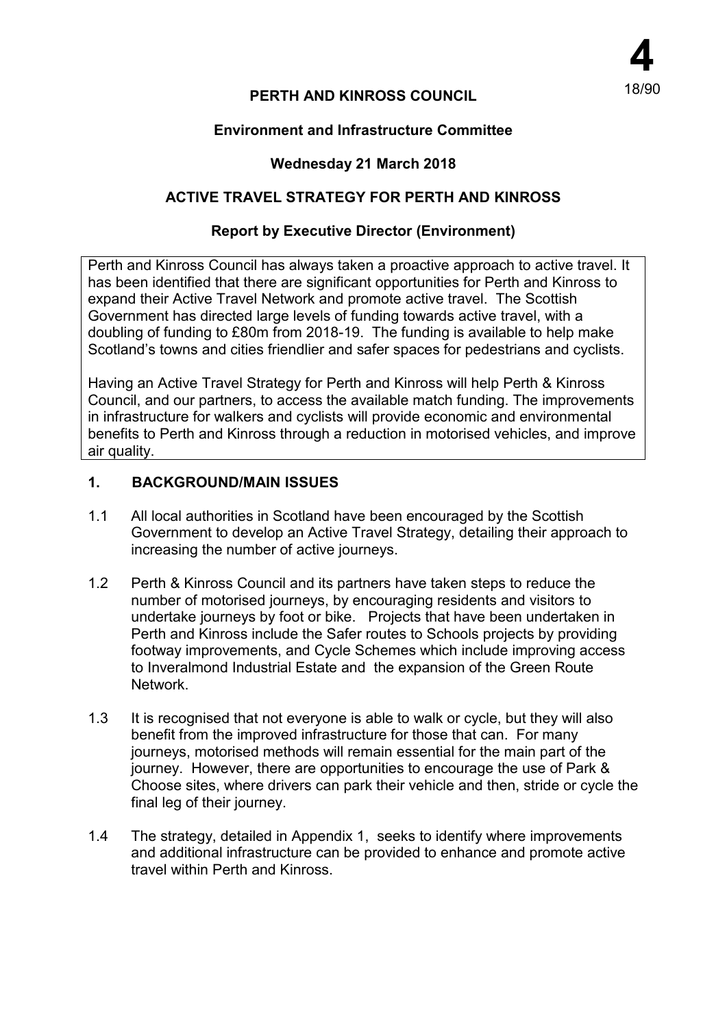**4**

18/90

**PERTH AND KINROSS COUNCIL**

**Environment and Infrastructure Committee**

**Wednesday 21 March 2018**

**ACTIVE TRAVEL STRATEGY FOR PERTH AND KINROSS**

**Report by Executive Director (Environment)**

Perth and Kinross Council has always taken a proactive approach to active travel. It has been identified that there are significant opportunities for Perth and Kinross to expand their Active Travel Network and promote active travel. The Scottish Government has directed large levels of funding towards active travel, with a doubling of funding to £80m from 2018-19. The funding is available to help make Scotland's towns and cities friendlier and safer spaces for pedestrians and cyclists.

Having an Active Travel Strategy for Perth and Kinross will help Perth & Kinross Council, and our partners, to access the available match funding. The improvements in infrastructure for walkers and cyclists will provide economic and environmental benefits to Perth and Kinross through a reduction in motorised vehicles, and improve air quality.

## 1. BACKGROUND/MAIN ISSUES

1.1 All local authorities in Scotland have been encouraged by the Scottish Government to develop an Active Travel Strategy, detailing their approach to increasing the number of active journeys.

1.2 Perth & Kinross Council and its partners have taken steps to reduce the number of motorised journeys, by encouraging residents and visitors to undertake journeys by foot or bike. Projects that have been undertaken in Perth and Kinross include the Safer routes to Schools projects by providing footway improvements, and Cycle Schemes which include improving access to Inveralmond Industrial Estate and the expansion of the Green Route Network.

1.3 It is recognised that not everyone is able to walk or cycle, but they will also benefit from the improved infrastructure for those that can. For many journeys, motorised methods will remain essential for the main part of the journey. However, there are opportunities to encourage the use of Park & Choose sites, where drivers can park their vehicle and then, stride or cycle the final leg of their journey.

1.4 The strategy, detailed in Appendix 1, seeks to identify where improvements and additional infrastructure can be provided to enhance and promote active travel within Perth and Kinross.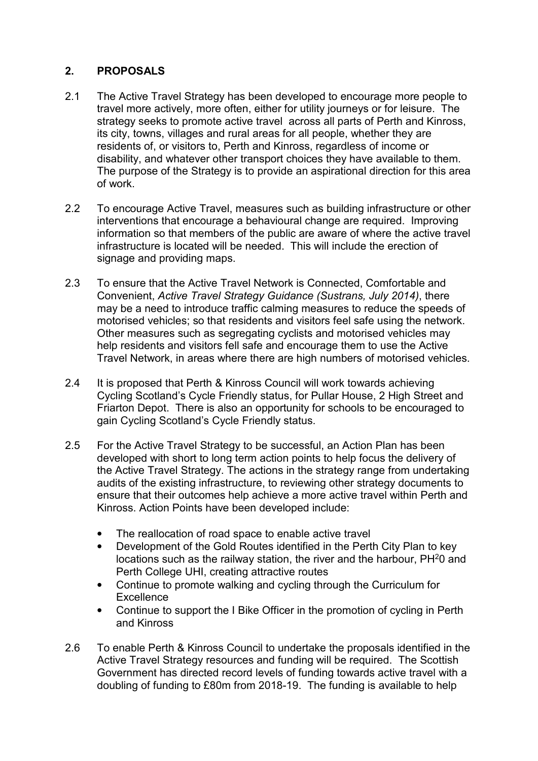## 2. PROPOSALS

2.1 The Active Travel Strategy has been developed to encourage more people to travel more actively, more often, either for utility journeys or for leisure. The strategy seeks to promote active travel across all parts of Perth and Kinross, its city, towns, villages and rural areas for all people, whether they are residents of, or visitors to, Perth and Kinross, regardless of income or disability, and whatever other transport choices they have available to them. The purpose of the Strategy is to provide an aspirational direction for this area of work.

2.2 To encourage Active Travel, measures such as building infrastructure or other interventions that encourage a behavioural change are required. Improving information so that members of the public are aware of where the active travel infrastructure is located will be needed. This will include the erection of signage and providing maps.

2.3 To ensure that the Active Travel Network is Connected, Comfortable and Convenient, *Active Travel Strategy Guidance (Sustrans, July 2014)*, there may be a need to introduce traffic calming measures to reduce the speeds of motorised vehicles; so that residents and visitors feel safe using the network. Other measures such as segregating cyclists and motorised vehicles may help residents and visitors fell safe and encourage them to use the Active Travel Network, in areas where there are high numbers of motorised vehicles.

2.4 It is proposed that Perth & Kinross Council will work towards achieving Cycling Scotland's Cycle Friendly status, for Pullar House, 2 High Street and Friarton Depot. There is also an opportunity for schools to be encouraged to gain Cycling Scotland's Cycle Friendly status.

2.5 For the Active Travel Strategy to be successful, an Action Plan has been developed with short to long term action points to help focus the delivery of the Active Travel Strategy. The actions in the strategy range from undertaking audits of the existing infrastructure, to reviewing other strategy documents to ensure that their outcomes help achieve a more active travel within Perth and Kinross. Action Points have been developed include:

- The reallocation of road space to enable active travel
- Development of the Gold Routes identified in the Perth City Plan to key locations such as the railway station, the river and the harbour, PH$^2$0 and Perth College UHI, creating attractive routes
- Continue to promote walking and cycling through the Curriculum for Excellence
- Continue to support the I Bike Officer in the promotion of cycling in Perth and Kinross

2.6 To enable Perth & Kinross Council to undertake the proposals identified in the Active Travel Strategy resources and funding will be required. The Scottish Government has directed record levels of funding towards active travel with a doubling of funding to £80m from 2018-19. The funding is available to help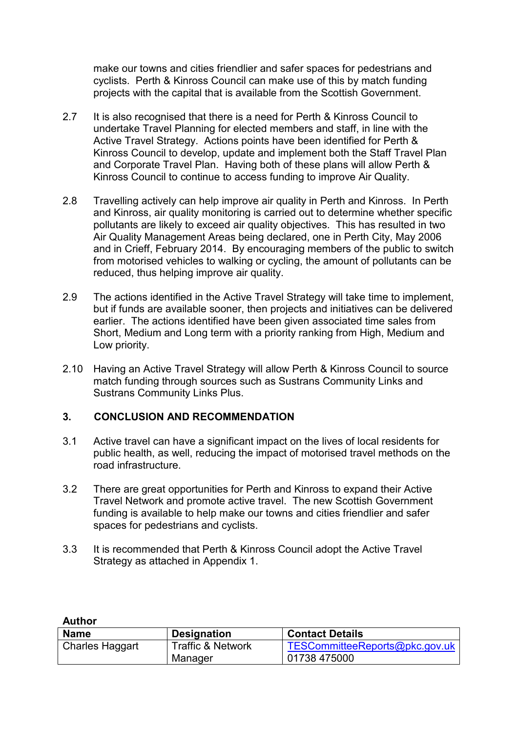make our towns and cities friendlier and safer spaces for pedestrians and cyclists. Perth & Kinross Council can make use of this by match funding projects with the capital that is available from the Scottish Government.

2.7 It is also recognised that there is a need for Perth & Kinross Council to undertake Travel Planning for elected members and staff, in line with the Active Travel Strategy. Actions points have been identified for Perth & Kinross Council to develop, update and implement both the Staff Travel Plan and Corporate Travel Plan. Having both of these plans will allow Perth & Kinross Council to continue to access funding to improve Air Quality.

2.8 Travelling actively can help improve air quality in Perth and Kinross. In Perth and Kinross, air quality monitoring is carried out to determine whether specific pollutants are likely to exceed air quality objectives. This has resulted in two Air Quality Management Areas being declared, one in Perth City, May 2006 and in Crieff, February 2014. By encouraging members of the public to switch from motorised vehicles to walking or cycling, the amount of pollutants can be reduced, thus helping improve air quality.

2.9 The actions identified in the Active Travel Strategy will take time to implement, but if funds are available sooner, then projects and initiatives can be delivered earlier. The actions identified have been given associated time sales from Short, Medium and Long term with a priority ranking from High, Medium and Low priority.

2.10 Having an Active Travel Strategy will allow Perth & Kinross Council to source match funding through sources such as Sustrans Community Links and Sustrans Community Links Plus.

## 3. CONCLUSION AND RECOMMENDATION

3.1 Active travel can have a significant impact on the lives of local residents for public health, as well, reducing the impact of motorised travel methods on the road infrastructure.

3.2 There are great opportunities for Perth and Kinross to expand their Active Travel Network and promote active travel. The new Scottish Government funding is available to help make our towns and cities friendlier and safer spaces for pedestrians and cyclists.

3.3 It is recommended that Perth & Kinross Council adopt the Active Travel Strategy as attached in Appendix 1.

**Author**

| Name | Designation | Contact Details |
|---|---|---|
| Charles Haggart | Traffic & Network Manager | TESCommitteeReports@pkc.gov.uk 01738 475000 |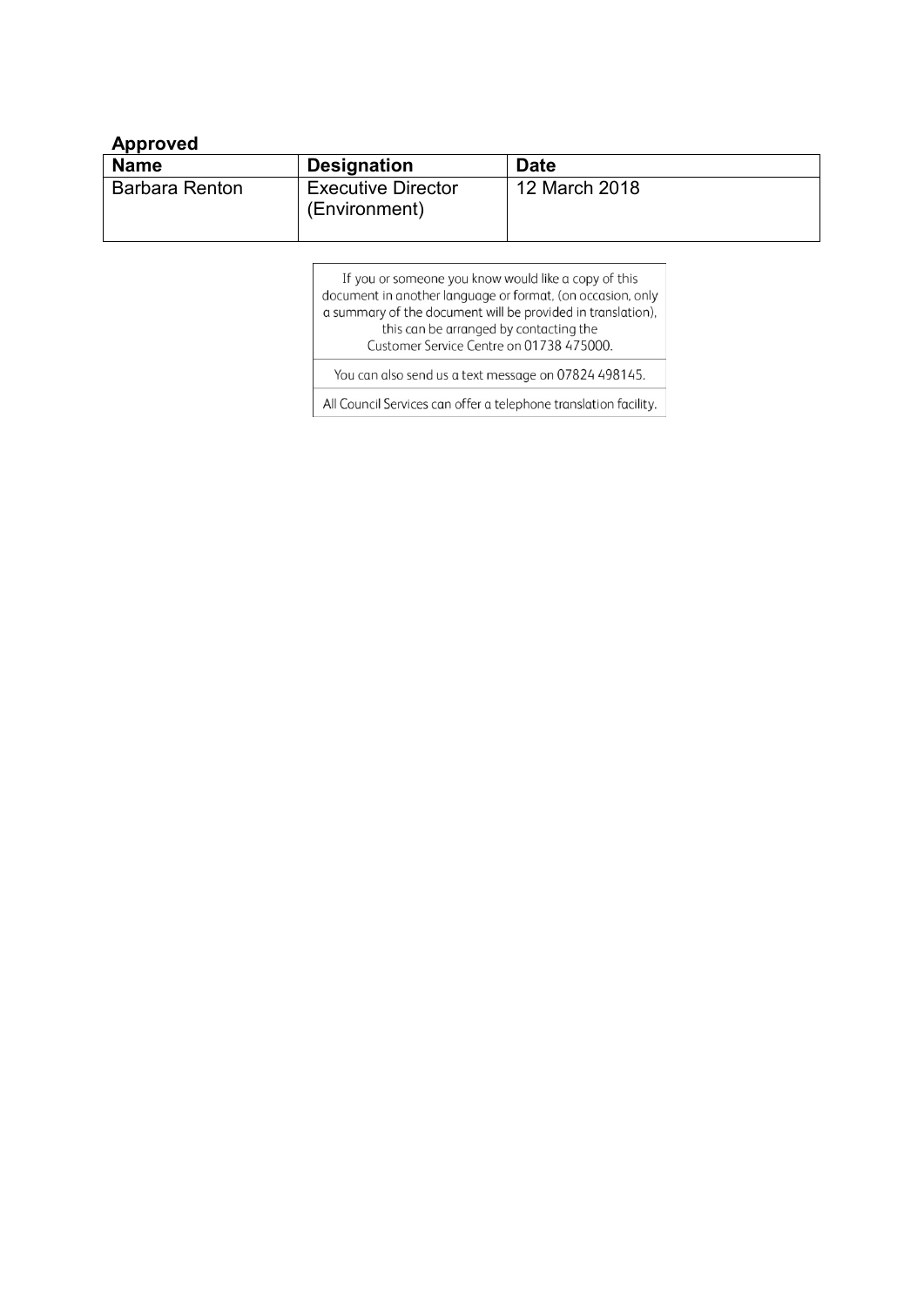**Approved**

| Name | Designation | Date |
|---|---|---|
| Barbara Renton | Executive Director (Environment) | 12 March 2018 |

| If you or someone you know would like a copy of this document in another language or format, (on occasion, only a summary of the document will be provided in translation), this can be arranged by contacting the Customer Service Centre on 01738 475000. |
|---|
| You can also send us a text message on 07824 498145. |
| All Council Services can offer a telephone translation facility. |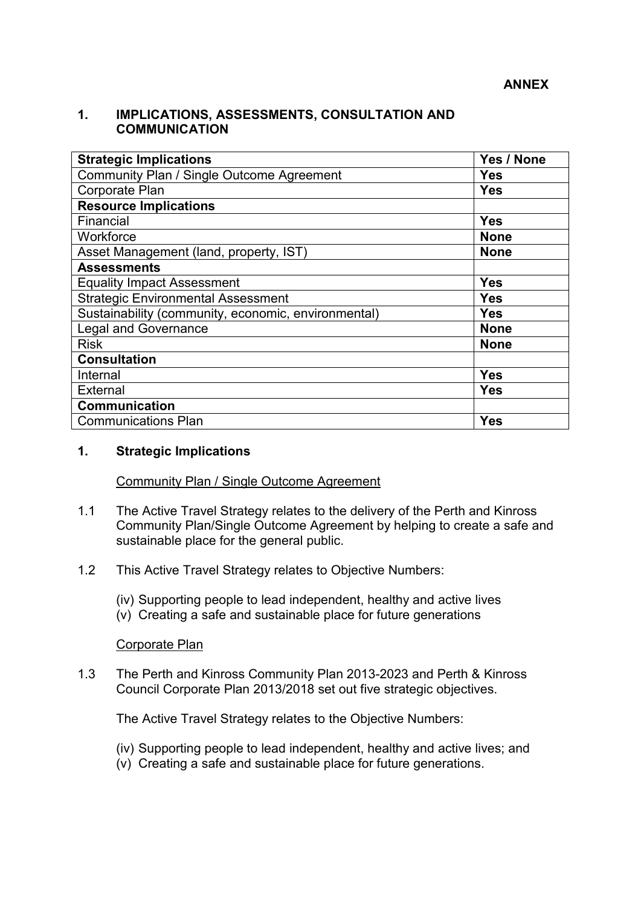**ANNEX**

## 1. IMPLICATIONS, ASSESSMENTS, CONSULTATION AND COMMUNICATION

| **Strategic Implications** | **Yes / None** |
|---|---|
| Community Plan / Single Outcome Agreement | **Yes** |
| Corporate Plan | **Yes** |
| **Resource Implications** | |
| Financial | **Yes** |
| Workforce | **None** |
| Asset Management (land, property, IST) | **None** |
| **Assessments** | |
| Equality Impact Assessment | **Yes** |
| Strategic Environmental Assessment | **Yes** |
| Sustainability (community, economic, environmental) | **Yes** |
| Legal and Governance | **None** |
| Risk | **None** |
| **Consultation** | |
| Internal | **Yes** |
| External | **Yes** |
| **Communication** | |
| Communications Plan | **Yes** |

## 1. Strategic Implications

<u>Community Plan / Single Outcome Agreement</u>

1.1 The Active Travel Strategy relates to the delivery of the Perth and Kinross Community Plan/Single Outcome Agreement by helping to create a safe and sustainable place for the general public.

1.2 This Active Travel Strategy relates to Objective Numbers:

(iv) Supporting people to lead independent, healthy and active lives
(v) Creating a safe and sustainable place for future generations

<u>Corporate Plan</u>

1.3 The Perth and Kinross Community Plan 2013-2023 and Perth & Kinross Council Corporate Plan 2013/2018 set out five strategic objectives.

The Active Travel Strategy relates to the Objective Numbers:

(iv) Supporting people to lead independent, healthy and active lives; and
(v) Creating a safe and sustainable place for future generations.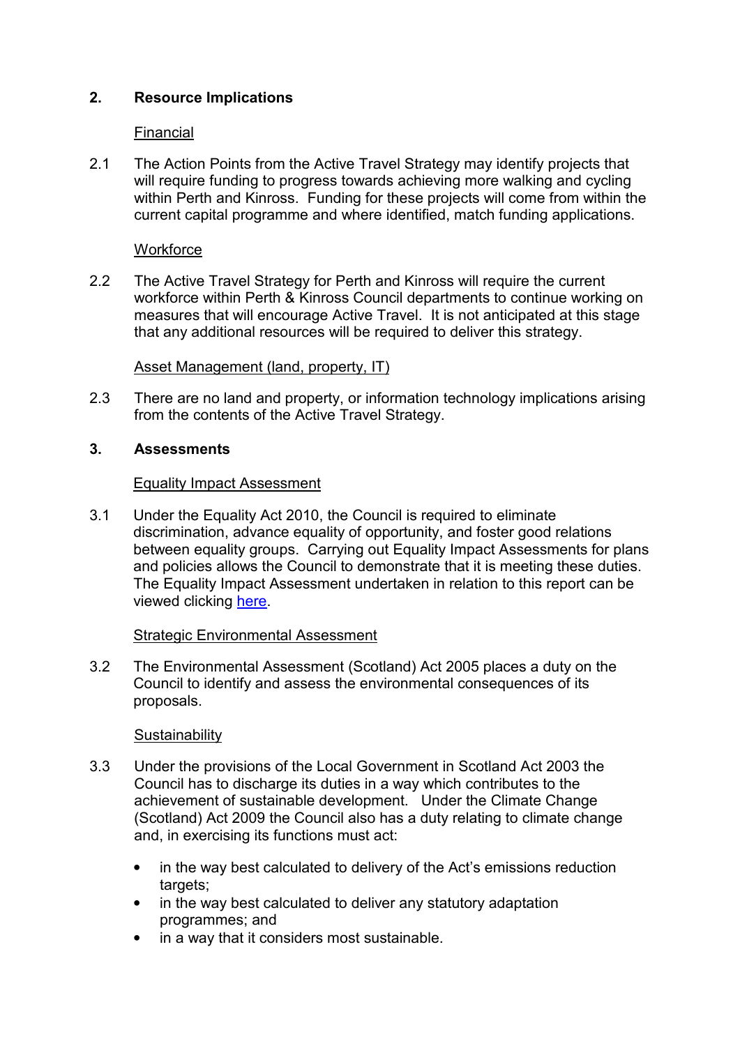## 2. Resource Implications

Financial

2.1 The Action Points from the Active Travel Strategy may identify projects that will require funding to progress towards achieving more walking and cycling within Perth and Kinross. Funding for these projects will come from within the current capital programme and where identified, match funding applications.

Workforce

2.2 The Active Travel Strategy for Perth and Kinross will require the current workforce within Perth & Kinross Council departments to continue working on measures that will encourage Active Travel. It is not anticipated at this stage that any additional resources will be required to deliver this strategy.

Asset Management (land, property, IT)

2.3 There are no land and property, or information technology implications arising from the contents of the Active Travel Strategy.

## 3. Assessments

Equality Impact Assessment

3.1 Under the Equality Act 2010, the Council is required to eliminate discrimination, advance equality of opportunity, and foster good relations between equality groups. Carrying out Equality Impact Assessments for plans and policies allows the Council to demonstrate that it is meeting these duties. The Equality Impact Assessment undertaken in relation to this report can be viewed clicking here.

Strategic Environmental Assessment

3.2 The Environmental Assessment (Scotland) Act 2005 places a duty on the Council to identify and assess the environmental consequences of its proposals.

Sustainability

3.3 Under the provisions of the Local Government in Scotland Act 2003 the Council has to discharge its duties in a way which contributes to the achievement of sustainable development. Under the Climate Change (Scotland) Act 2009 the Council also has a duty relating to climate change and, in exercising its functions must act:

- in the way best calculated to delivery of the Act's emissions reduction targets;
- in the way best calculated to deliver any statutory adaptation programmes; and
- in a way that it considers most sustainable.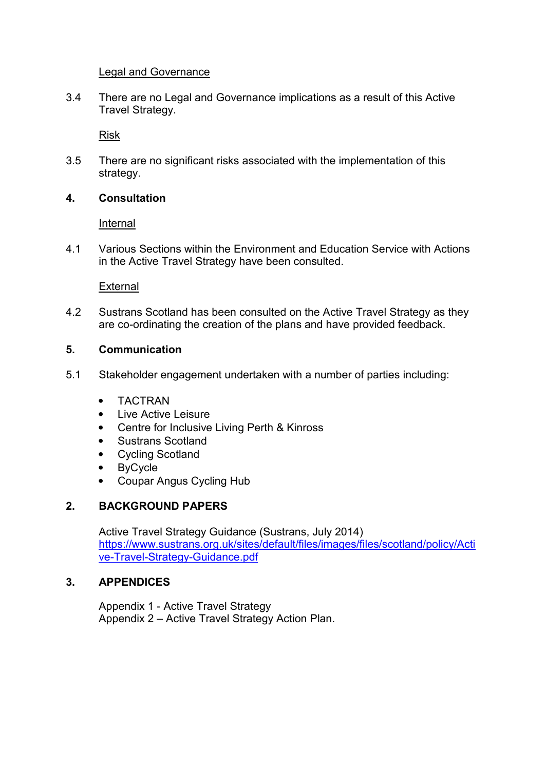Legal and Governance

3.4 There are no Legal and Governance implications as a result of this Active Travel Strategy.

Risk

3.5 There are no significant risks associated with the implementation of this strategy.

## 4. Consultation

Internal

4.1 Various Sections within the Environment and Education Service with Actions in the Active Travel Strategy have been consulted.

External

4.2 Sustrans Scotland has been consulted on the Active Travel Strategy as they are co-ordinating the creation of the plans and have provided feedback.

## 5. Communication

5.1 Stakeholder engagement undertaken with a number of parties including:

- TACTRAN
- Live Active Leisure
- Centre for Inclusive Living Perth & Kinross
- Sustrans Scotland
- Cycling Scotland
- ByCycle
- Coupar Angus Cycling Hub

## 2. BACKGROUND PAPERS

Active Travel Strategy Guidance (Sustrans, July 2014)
https://www.sustrans.org.uk/sites/default/files/images/files/scotland/policy/Active-Travel-Strategy-Guidance.pdf

## 3. APPENDICES

Appendix 1 - Active Travel Strategy
Appendix 2 – Active Travel Strategy Action Plan.